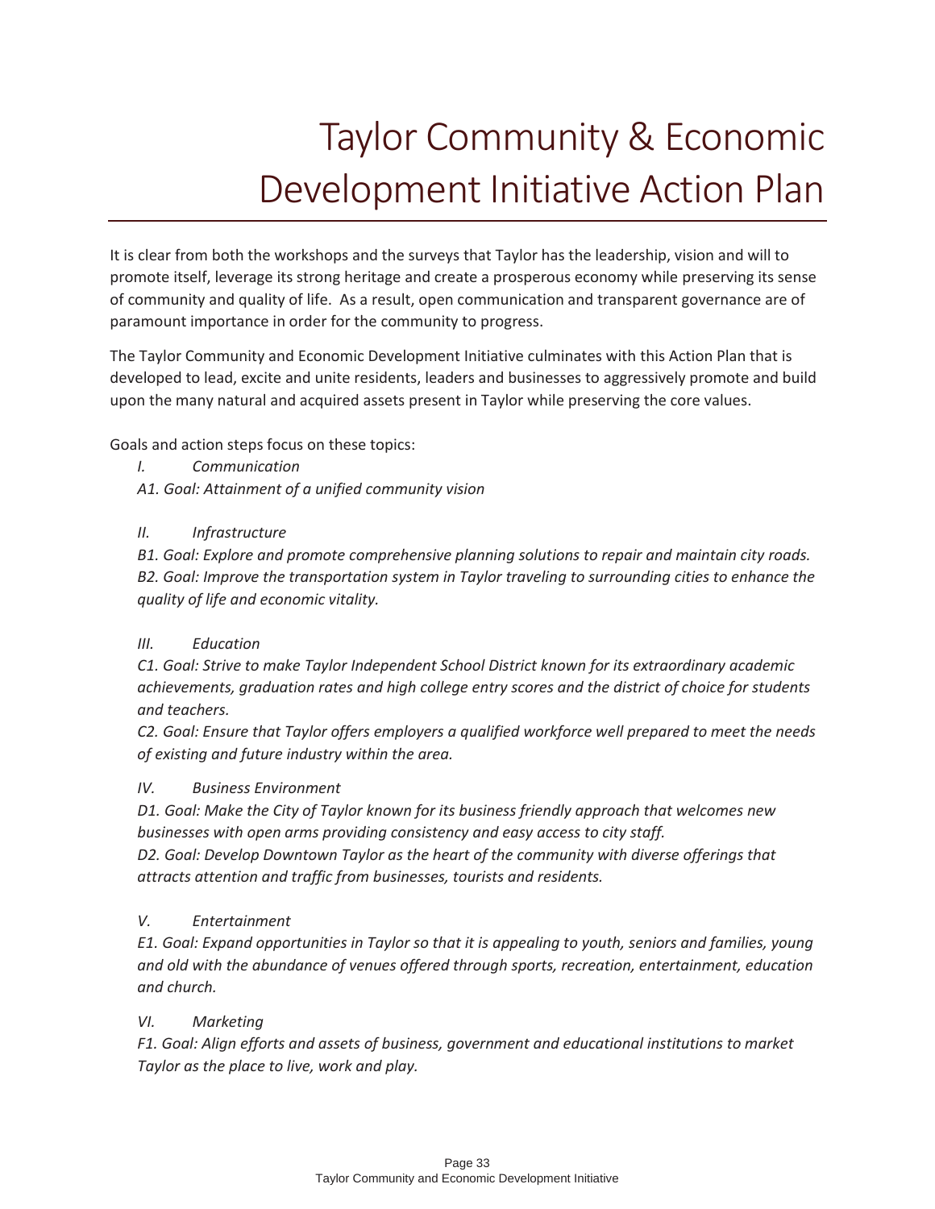# Taylor Community & Economic Development Initiative Action Plan

It is clear from both the workshops and the surveys that Taylor has the leadership, vision and will to promote itself, leverage its strong heritage and create a prosperous economy while preserving its sense of community and quality of life. As a result, open communication and transparent governance are of paramount importance in order for the community to progress.

The Taylor Community and Economic Development Initiative culminates with this Action Plan that is developed to lead, excite and unite residents, leaders and businesses to aggressively promote and build upon the many natural and acquired assets present in Taylor while preserving the core values.

Goals and action steps focus on these topics:

*I. Communication*

*A1. Goal: Attainment of a unified community vision*

*II. Infrastructure*

*B1. Goal: Explore and promote comprehensive planning solutions to repair and maintain city roads.*
*B2. Goal: Improve the transportation system in Taylor traveling to surrounding cities to enhance the quality of life and economic vitality.*

*III. Education*

*C1. Goal: Strive to make Taylor Independent School District known for its extraordinary academic achievements, graduation rates and high college entry scores and the district of choice for students and teachers.*
*C2. Goal: Ensure that Taylor offers employers a qualified workforce well prepared to meet the needs of existing and future industry within the area.*

*IV. Business Environment*

*D1. Goal: Make the City of Taylor known for its business friendly approach that welcomes new businesses with open arms providing consistency and easy access to city staff.*
*D2. Goal: Develop Downtown Taylor as the heart of the community with diverse offerings that attracts attention and traffic from businesses, tourists and residents.*

*V. Entertainment*

*E1. Goal: Expand opportunities in Taylor so that it is appealing to youth, seniors and families, young and old with the abundance of venues offered through sports, recreation, entertainment, education and church.*

*VI. Marketing*

*F1. Goal: Align efforts and assets of business, government and educational institutions to market Taylor as the place to live, work and play.*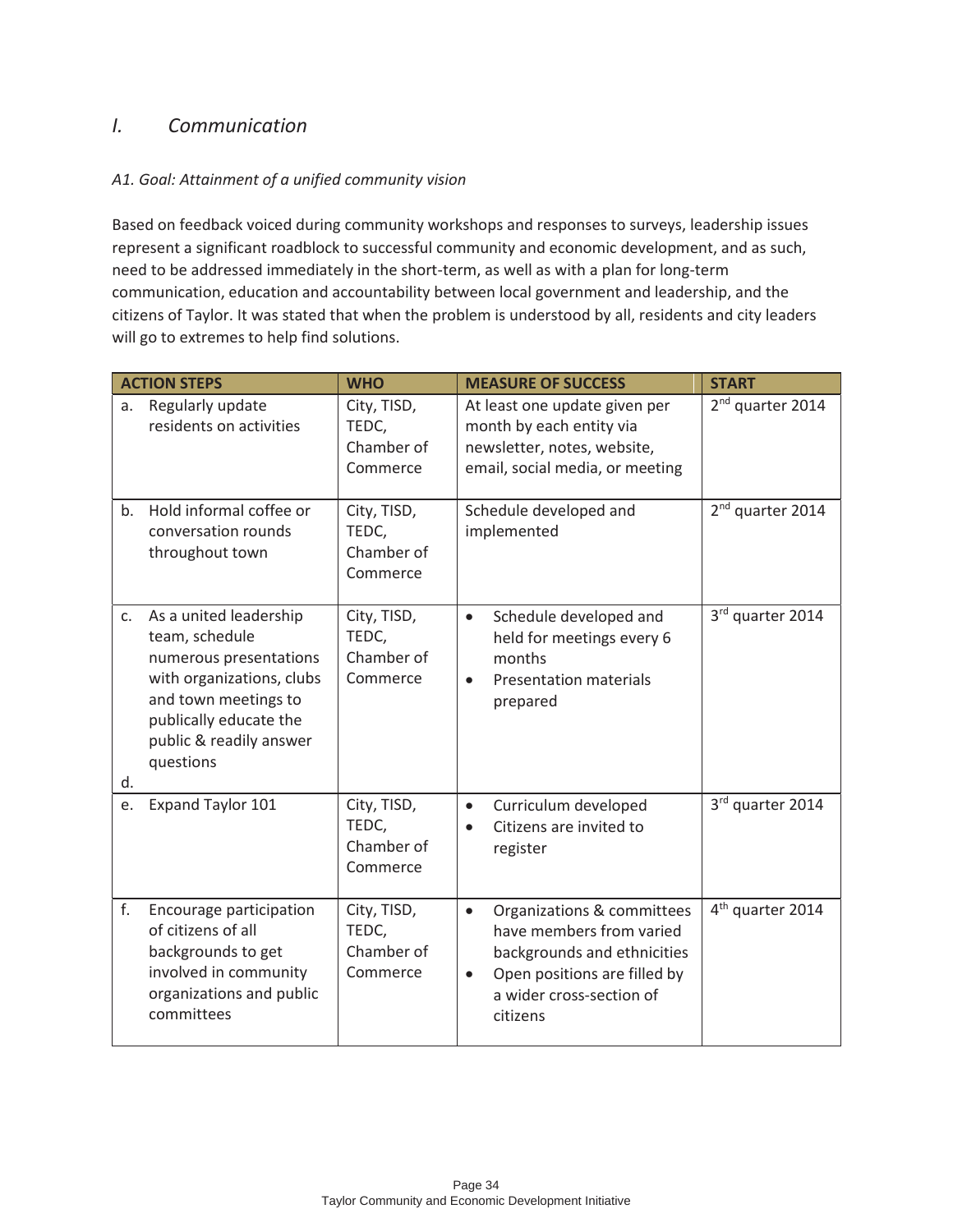## I. Communication

*A1. Goal: Attainment of a unified community vision*

Based on feedback voiced during community workshops and responses to surveys, leadership issues represent a significant roadblock to successful community and economic development, and as such, need to be addressed immediately in the short-term, as well as with a plan for long-term communication, education and accountability between local government and leadership, and the citizens of Taylor. It was stated that when the problem is understood by all, residents and city leaders will go to extremes to help find solutions.

| ACTION STEPS | WHO | MEASURE OF SUCCESS | START |
|---|---|---|---|
| a. Regularly update residents on activities | City, TISD, TEDC, Chamber of Commerce | At least one update given per month by each entity via newsletter, notes, website, email, social media, or meeting | 2nd quarter 2014 |
| b. Hold informal coffee or conversation rounds throughout town | City, TISD, TEDC, Chamber of Commerce | Schedule developed and implemented | 2nd quarter 2014 |
| c. As a united leadership team, schedule numerous presentations with organizations, clubs and town meetings to publically educate the public & readily answer questions<br>d. | City, TISD, TEDC, Chamber of Commerce | • Schedule developed and held for meetings every 6 months<br>• Presentation materials prepared | 3rd quarter 2014 |
| e. Expand Taylor 101 | City, TISD, TEDC, Chamber of Commerce | • Curriculum developed<br>• Citizens are invited to register | 3rd quarter 2014 |
| f. Encourage participation of citizens of all backgrounds to get involved in community organizations and public committees | City, TISD, TEDC, Chamber of Commerce | • Organizations & committees have members from varied backgrounds and ethnicities<br>• Open positions are filled by a wider cross-section of citizens | 4th quarter 2014 |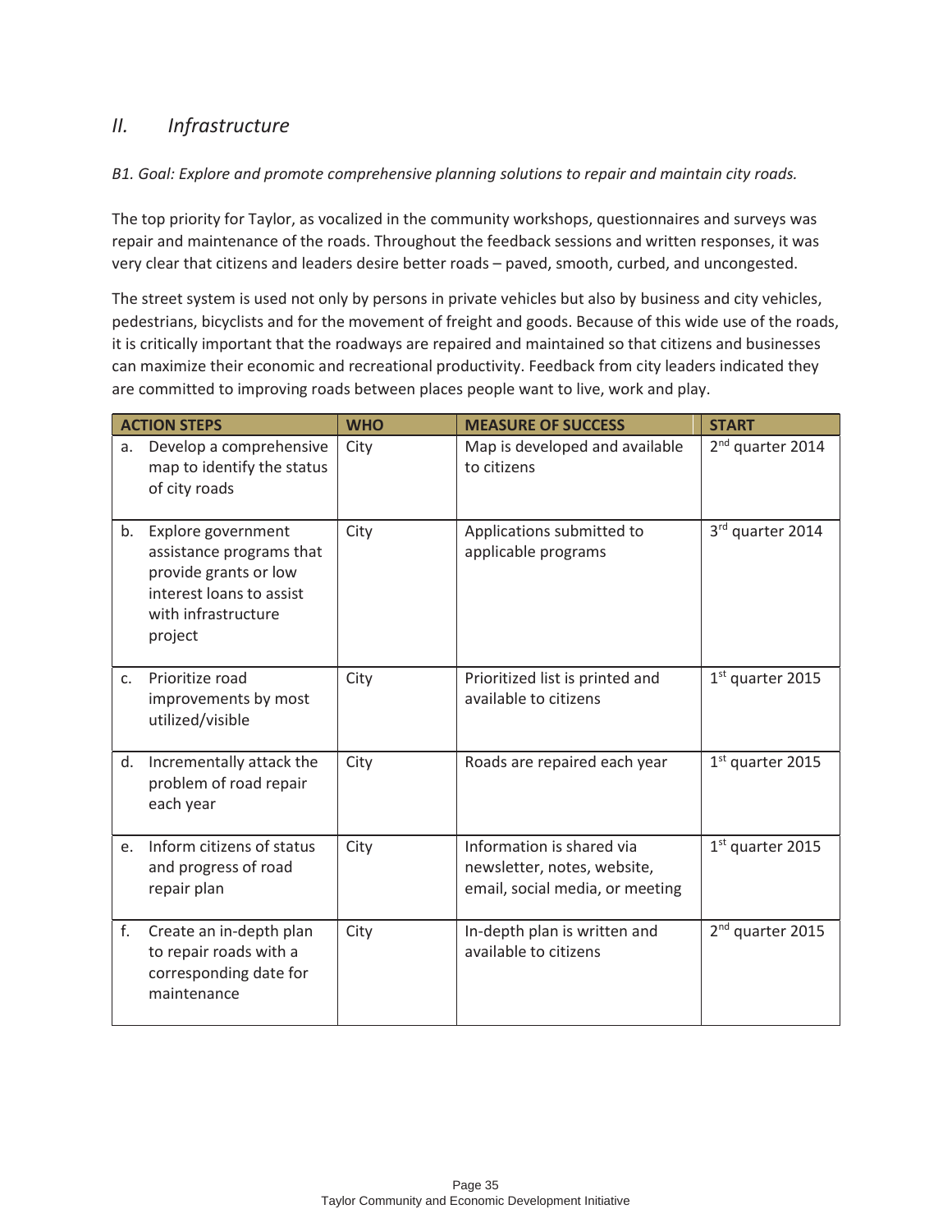## *II. Infrastructure*

*B1. Goal: Explore and promote comprehensive planning solutions to repair and maintain city roads.*

The top priority for Taylor, as vocalized in the community workshops, questionnaires and surveys was repair and maintenance of the roads. Throughout the feedback sessions and written responses, it was very clear that citizens and leaders desire better roads – paved, smooth, curbed, and uncongested.

The street system is used not only by persons in private vehicles but also by business and city vehicles, pedestrians, bicyclists and for the movement of freight and goods. Because of this wide use of the roads, it is critically important that the roadways are repaired and maintained so that citizens and businesses can maximize their economic and recreational productivity. Feedback from city leaders indicated they are committed to improving roads between places people want to live, work and play.

| ACTION STEPS | WHO | MEASURE OF SUCCESS | START |
|---|---|---|---|
| a. Develop a comprehensive map to identify the status of city roads | City | Map is developed and available to citizens | 2nd quarter 2014 |
| b. Explore government assistance programs that provide grants or low interest loans to assist with infrastructure project | City | Applications submitted to applicable programs | 3rd quarter 2014 |
| c. Prioritize road improvements by most utilized/visible | City | Prioritized list is printed and available to citizens | 1st quarter 2015 |
| d. Incrementally attack the problem of road repair each year | City | Roads are repaired each year | 1st quarter 2015 |
| e. Inform citizens of status and progress of road repair plan | City | Information is shared via newsletter, notes, website, email, social media, or meeting | 1st quarter 2015 |
| f. Create an in-depth plan to repair roads with a corresponding date for maintenance | City | In-depth plan is written and available to citizens | 2nd quarter 2015 |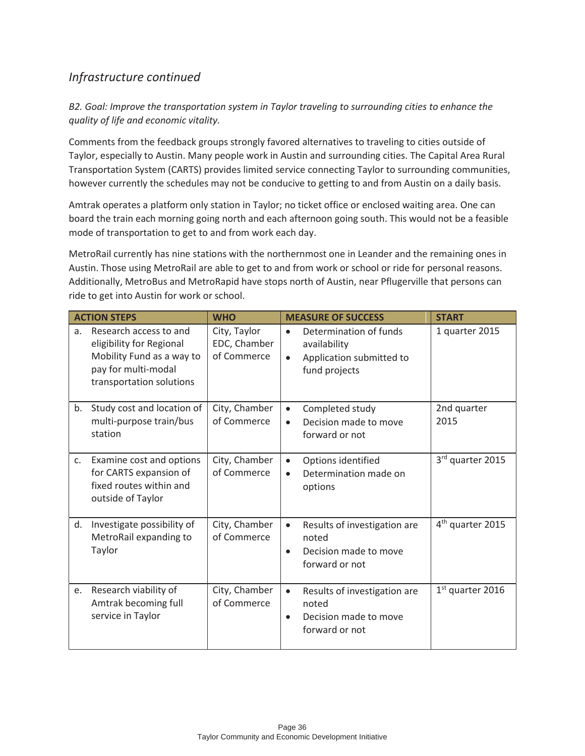## *Infrastructure continued*

*B2. Goal: Improve the transportation system in Taylor traveling to surrounding cities to enhance the quality of life and economic vitality.*

Comments from the feedback groups strongly favored alternatives to traveling to cities outside of Taylor, especially to Austin. Many people work in Austin and surrounding cities. The Capital Area Rural Transportation System (CARTS) provides limited service connecting Taylor to surrounding communities, however currently the schedules may not be conducive to getting to and from Austin on a daily basis.

Amtrak operates a platform only station in Taylor; no ticket office or enclosed waiting area. One can board the train each morning going north and each afternoon going south. This would not be a feasible mode of transportation to get to and from work each day.

MetroRail currently has nine stations with the northernmost one in Leander and the remaining ones in Austin. Those using MetroRail are able to get to and from work or school or ride for personal reasons. Additionally, MetroBus and MetroRapid have stops north of Austin, near Pflugerville that persons can ride to get into Austin for work or school.

| ACTION STEPS | WHO | MEASURE OF SUCCESS | START |
|---|---|---|---|
| a. Research access to and eligibility for Regional Mobility Fund as a way to pay for multi-modal transportation solutions | City, Taylor EDC, Chamber of Commerce | • Determination of funds availability<br>• Application submitted to fund projects | 1 quarter 2015 |
| b. Study cost and location of multi-purpose train/bus station | City, Chamber of Commerce | • Completed study<br>• Decision made to move forward or not | 2nd quarter 2015 |
| c. Examine cost and options for CARTS expansion of fixed routes within and outside of Taylor | City, Chamber of Commerce | • Options identified<br>• Determination made on options | 3rd quarter 2015 |
| d. Investigate possibility of MetroRail expanding to Taylor | City, Chamber of Commerce | • Results of investigation are noted<br>• Decision made to move forward or not | 4th quarter 2015 |
| e. Research viability of Amtrak becoming full service in Taylor | City, Chamber of Commerce | • Results of investigation are noted<br>• Decision made to move forward or not | 1st quarter 2016 |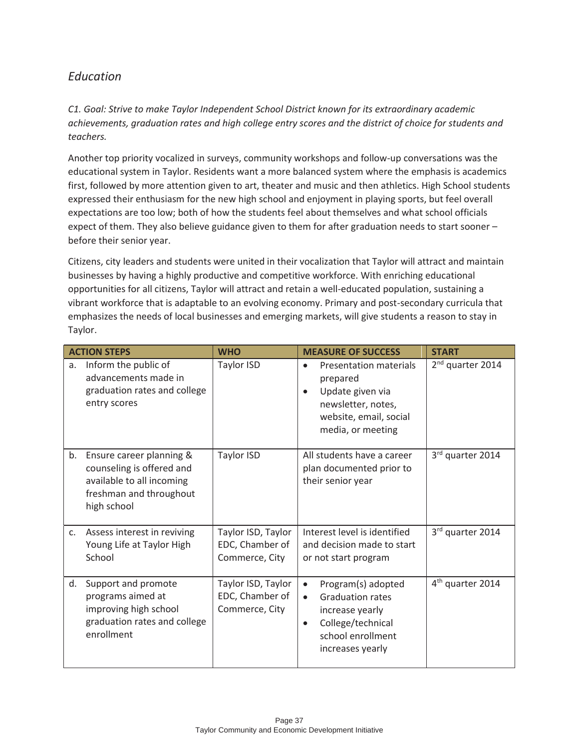## *Education*

*C1. Goal: Strive to make Taylor Independent School District known for its extraordinary academic achievements, graduation rates and high college entry scores and the district of choice for students and teachers.*

Another top priority vocalized in surveys, community workshops and follow-up conversations was the educational system in Taylor. Residents want a more balanced system where the emphasis is academics first, followed by more attention given to art, theater and music and then athletics. High School students expressed their enthusiasm for the new high school and enjoyment in playing sports, but feel overall expectations are too low; both of how the students feel about themselves and what school officials expect of them. They also believe guidance given to them for after graduation needs to start sooner – before their senior year.

Citizens, city leaders and students were united in their vocalization that Taylor will attract and maintain businesses by having a highly productive and competitive workforce. With enriching educational opportunities for all citizens, Taylor will attract and retain a well-educated population, sustaining a vibrant workforce that is adaptable to an evolving economy. Primary and post-secondary curricula that emphasizes the needs of local businesses and emerging markets, will give students a reason to stay in Taylor.

| ACTION STEPS | WHO | MEASURE OF SUCCESS | START |
|---|---|---|---|
| a. Inform the public of advancements made in graduation rates and college entry scores | Taylor ISD | • Presentation materials prepared<br>• Update given via newsletter, notes, website, email, social media, or meeting | 2nd quarter 2014 |
| b. Ensure career planning & counseling is offered and available to all incoming freshman and throughout high school | Taylor ISD | All students have a career plan documented prior to their senior year | 3rd quarter 2014 |
| c. Assess interest in reviving Young Life at Taylor High School | Taylor ISD, Taylor EDC, Chamber of Commerce, City | Interest level is identified and decision made to start or not start program | 3rd quarter 2014 |
| d. Support and promote programs aimed at improving high school graduation rates and college enrollment | Taylor ISD, Taylor EDC, Chamber of Commerce, City | • Program(s) adopted<br>• Graduation rates increase yearly<br>• College/technical school enrollment increases yearly | 4th quarter 2014 |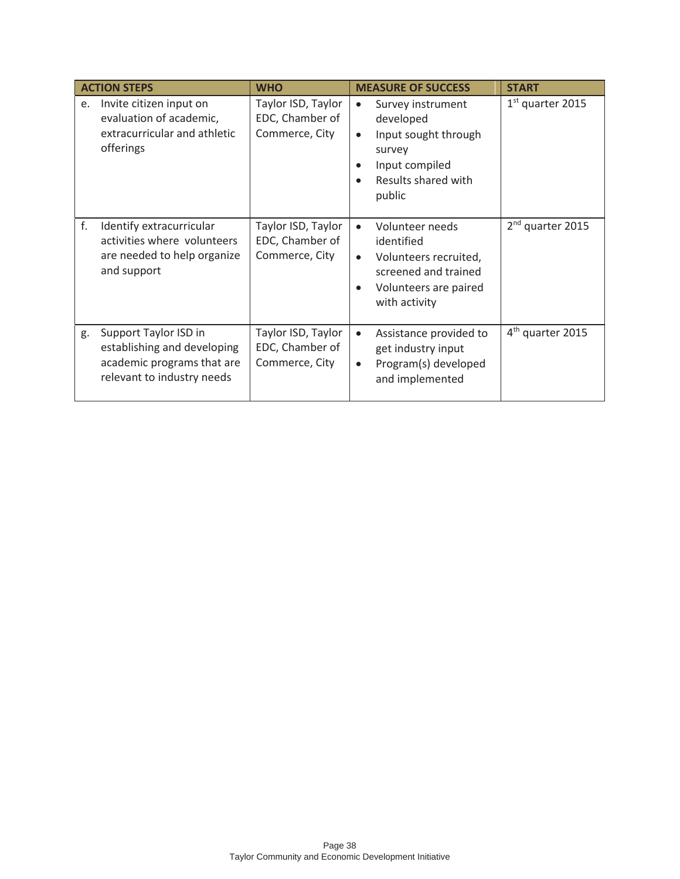| ACTION STEPS | WHO | MEASURE OF SUCCESS | START |
|---|---|---|---|
| e. Invite citizen input on evaluation of academic, extracurricular and athletic offerings | Taylor ISD, Taylor EDC, Chamber of Commerce, City | • Survey instrument developed<br>• Input sought through survey<br>• Input compiled<br>• Results shared with public | 1st quarter 2015 |
| f. Identify extracurricular activities where volunteers are needed to help organize and support | Taylor ISD, Taylor EDC, Chamber of Commerce, City | • Volunteer needs identified<br>• Volunteers recruited, screened and trained<br>• Volunteers are paired with activity | 2nd quarter 2015 |
| g. Support Taylor ISD in establishing and developing academic programs that are relevant to industry needs | Taylor ISD, Taylor EDC, Chamber of Commerce, City | • Assistance provided to get industry input<br>• Program(s) developed and implemented | 4th quarter 2015 |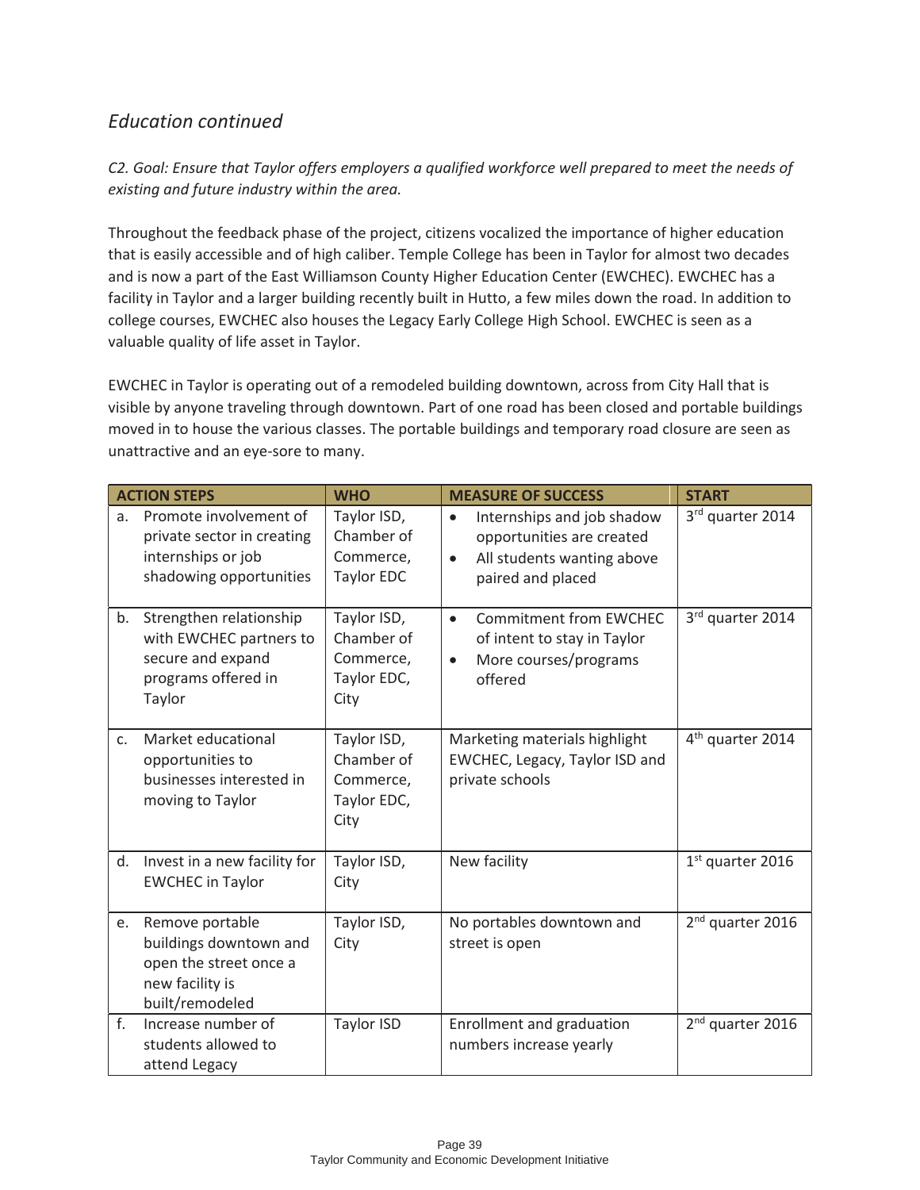## *Education continued*

*C2. Goal: Ensure that Taylor offers employers a qualified workforce well prepared to meet the needs of existing and future industry within the area.*

Throughout the feedback phase of the project, citizens vocalized the importance of higher education that is easily accessible and of high caliber. Temple College has been in Taylor for almost two decades and is now a part of the East Williamson County Higher Education Center (EWCHEC). EWCHEC has a facility in Taylor and a larger building recently built in Hutto, a few miles down the road. In addition to college courses, EWCHEC also houses the Legacy Early College High School. EWCHEC is seen as a valuable quality of life asset in Taylor.

EWCHEC in Taylor is operating out of a remodeled building downtown, across from City Hall that is visible by anyone traveling through downtown. Part of one road has been closed and portable buildings moved in to house the various classes. The portable buildings and temporary road closure are seen as unattractive and an eye-sore to many.

| ACTION STEPS | WHO | MEASURE OF SUCCESS | START |
|---|---|---|---|
| a. Promote involvement of private sector in creating internships or job shadowing opportunities | Taylor ISD, Chamber of Commerce, Taylor EDC | • Internships and job shadow opportunities are created<br>• All students wanting above paired and placed | 3rd quarter 2014 |
| b. Strengthen relationship with EWCHEC partners to secure and expand programs offered in Taylor | Taylor ISD, Chamber of Commerce, Taylor EDC, City | • Commitment from EWCHEC of intent to stay in Taylor<br>• More courses/programs offered | 3rd quarter 2014 |
| c. Market educational opportunities to businesses interested in moving to Taylor | Taylor ISD, Chamber of Commerce, Taylor EDC, City | Marketing materials highlight EWCHEC, Legacy, Taylor ISD and private schools | 4th quarter 2014 |
| d. Invest in a new facility for EWCHEC in Taylor | Taylor ISD, City | New facility | 1st quarter 2016 |
| e. Remove portable buildings downtown and open the street once a new facility is built/remodeled | Taylor ISD, City | No portables downtown and street is open | 2nd quarter 2016 |
| f. Increase number of students allowed to attend Legacy | Taylor ISD | Enrollment and graduation numbers increase yearly | 2nd quarter 2016 |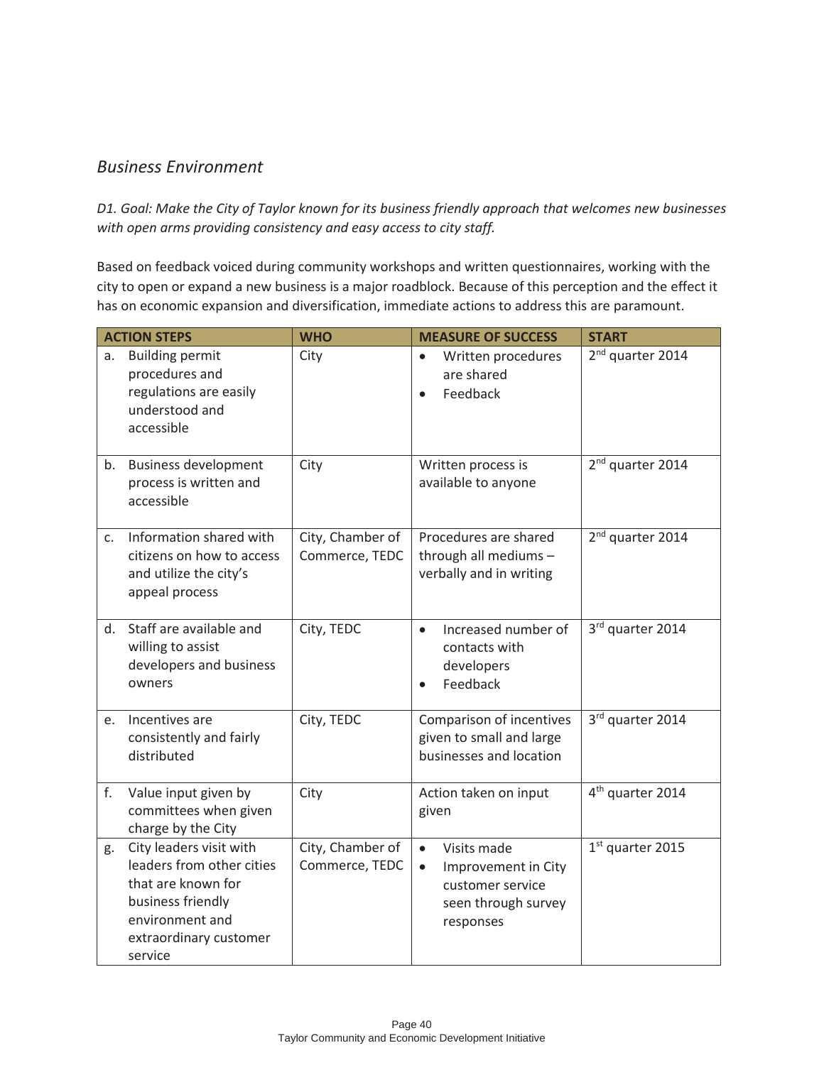## *Business Environment*

*D1. Goal: Make the City of Taylor known for its business friendly approach that welcomes new businesses with open arms providing consistency and easy access to city staff.*

Based on feedback voiced during community workshops and written questionnaires, working with the city to open or expand a new business is a major roadblock. Because of this perception and the effect it has on economic expansion and diversification, immediate actions to address this are paramount.

| ACTION STEPS | WHO | MEASURE OF SUCCESS | START |
|---|---|---|---|
| a. Building permit procedures and regulations are easily understood and accessible | City | • Written procedures are shared<br>• Feedback | 2nd quarter 2014 |
| b. Business development process is written and accessible | City | Written process is available to anyone | 2nd quarter 2014 |
| c. Information shared with citizens on how to access and utilize the city's appeal process | City, Chamber of Commerce, TEDC | Procedures are shared through all mediums – verbally and in writing | 2nd quarter 2014 |
| d. Staff are available and willing to assist developers and business owners | City, TEDC | • Increased number of contacts with developers<br>• Feedback | 3rd quarter 2014 |
| e. Incentives are consistently and fairly distributed | City, TEDC | Comparison of incentives given to small and large businesses and location | 3rd quarter 2014 |
| f. Value input given by committees when given charge by the City | City | Action taken on input given | 4th quarter 2014 |
| g. City leaders visit with leaders from other cities that are known for business friendly environment and extraordinary customer service | City, Chamber of Commerce, TEDC | • Visits made<br>• Improvement in City customer service seen through survey responses | 1st quarter 2015 |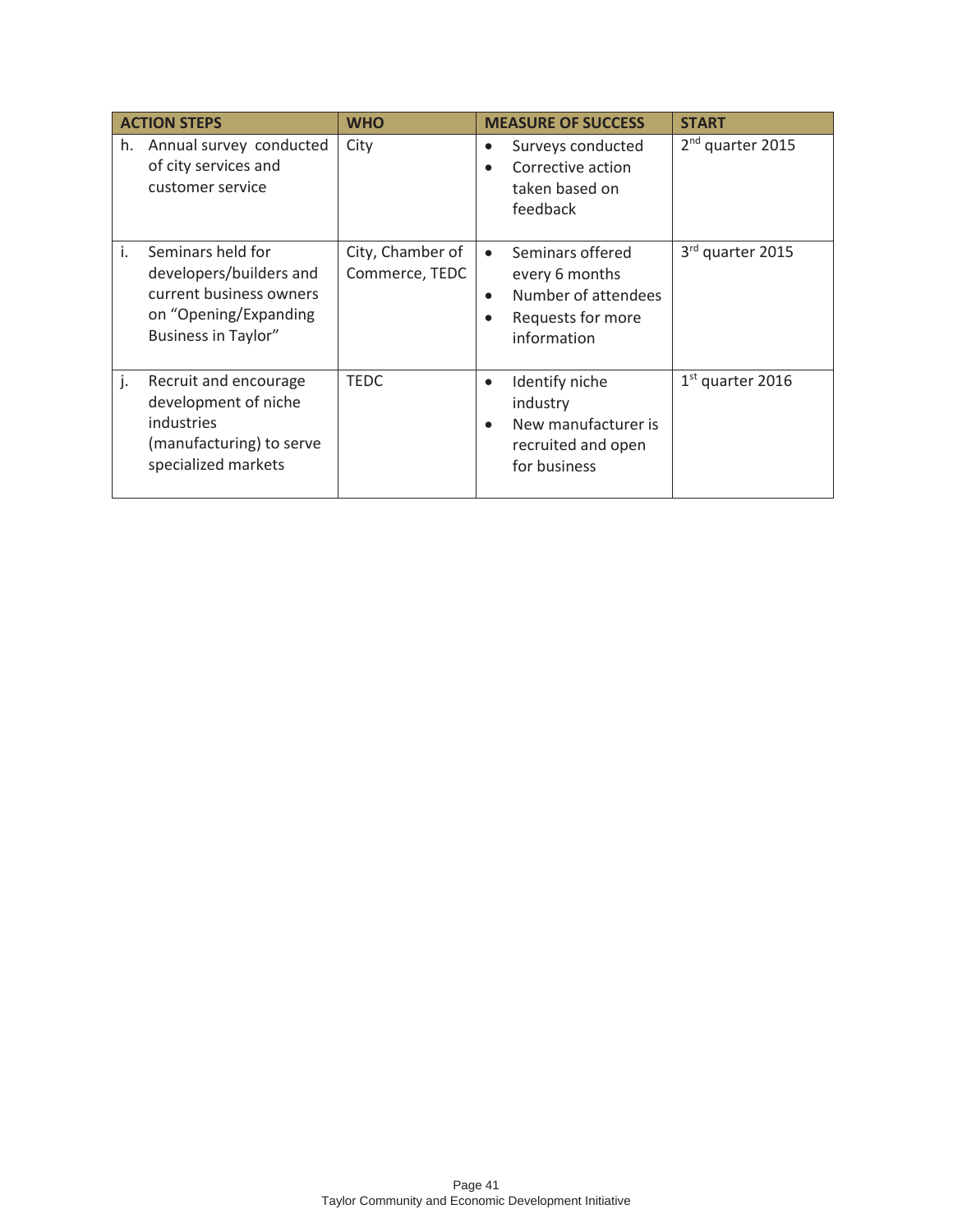| ACTION STEPS | WHO | MEASURE OF SUCCESS | START |
|---|---|---|---|
| h. Annual survey conducted of city services and customer service | City | • Surveys conducted<br>• Corrective action taken based on feedback | 2nd quarter 2015 |
| i. Seminars held for developers/builders and current business owners on "Opening/Expanding Business in Taylor" | City, Chamber of Commerce, TEDC | • Seminars offered every 6 months<br>• Number of attendees<br>• Requests for more information | 3rd quarter 2015 |
| j. Recruit and encourage development of niche industries (manufacturing) to serve specialized markets | TEDC | • Identify niche industry<br>• New manufacturer is recruited and open for business | 1st quarter 2016 |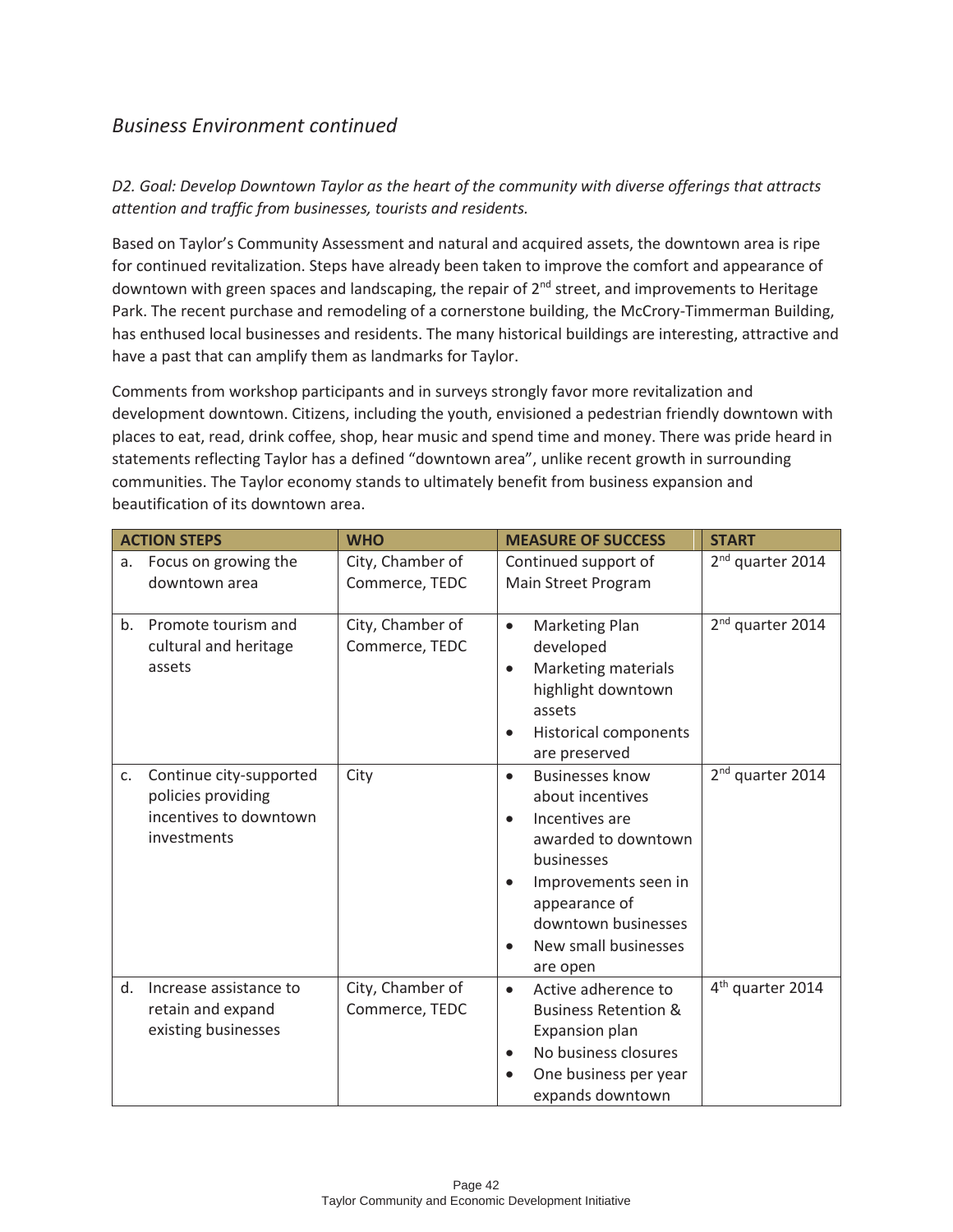## *Business Environment continued*

*D2. Goal: Develop Downtown Taylor as the heart of the community with diverse offerings that attracts attention and traffic from businesses, tourists and residents.*

Based on Taylor's Community Assessment and natural and acquired assets, the downtown area is ripe for continued revitalization. Steps have already been taken to improve the comfort and appearance of downtown with green spaces and landscaping, the repair of 2nd street, and improvements to Heritage Park. The recent purchase and remodeling of a cornerstone building, the McCrory-Timmerman Building, has enthused local businesses and residents. The many historical buildings are interesting, attractive and have a past that can amplify them as landmarks for Taylor.

Comments from workshop participants and in surveys strongly favor more revitalization and development downtown. Citizens, including the youth, envisioned a pedestrian friendly downtown with places to eat, read, drink coffee, shop, hear music and spend time and money. There was pride heard in statements reflecting Taylor has a defined "downtown area", unlike recent growth in surrounding communities. The Taylor economy stands to ultimately benefit from business expansion and beautification of its downtown area.

| ACTION STEPS | WHO | MEASURE OF SUCCESS | START |
|---|---|---|---|
| a. Focus on growing the downtown area | City, Chamber of Commerce, TEDC | Continued support of Main Street Program | 2nd quarter 2014 |
| b. Promote tourism and cultural and heritage assets | City, Chamber of Commerce, TEDC | • Marketing Plan developed<br>• Marketing materials highlight downtown assets<br>• Historical components are preserved | 2nd quarter 2014 |
| c. Continue city-supported policies providing incentives to downtown investments | City | • Businesses know about incentives<br>• Incentives are awarded to downtown businesses<br>• Improvements seen in appearance of downtown businesses<br>• New small businesses are open | 2nd quarter 2014 |
| d. Increase assistance to retain and expand existing businesses | City, Chamber of Commerce, TEDC | • Active adherence to Business Retention & Expansion plan<br>• No business closures<br>• One business per year expands downtown | 4th quarter 2014 |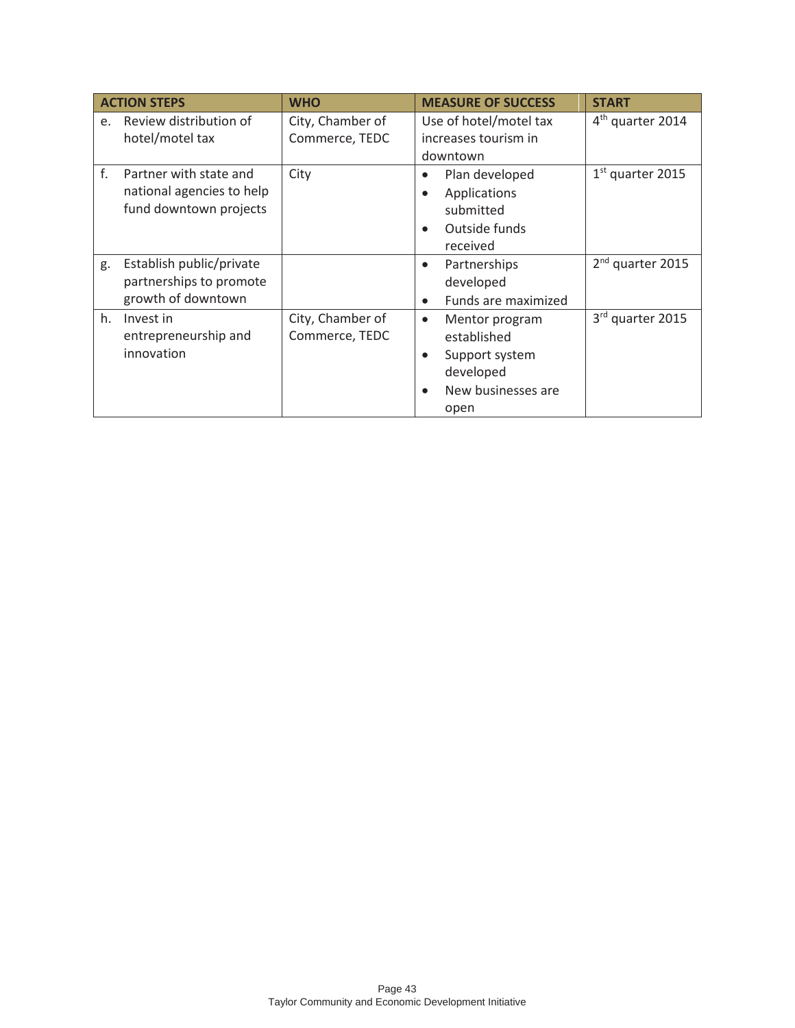| ACTION STEPS | WHO | MEASURE OF SUCCESS | START |
|---|---|---|---|
| e. Review distribution of hotel/motel tax | City, Chamber of Commerce, TEDC | Use of hotel/motel tax increases tourism in downtown | 4th quarter 2014 |
| f. Partner with state and national agencies to help fund downtown projects | City | • Plan developed<br>• Applications submitted<br>• Outside funds received | 1st quarter 2015 |
| g. Establish public/private partnerships to promote growth of downtown | | • Partnerships developed<br>• Funds are maximized | 2nd quarter 2015 |
| h. Invest in entrepreneurship and innovation | City, Chamber of Commerce, TEDC | • Mentor program established<br>• Support system developed<br>• New businesses are open | 3rd quarter 2015 |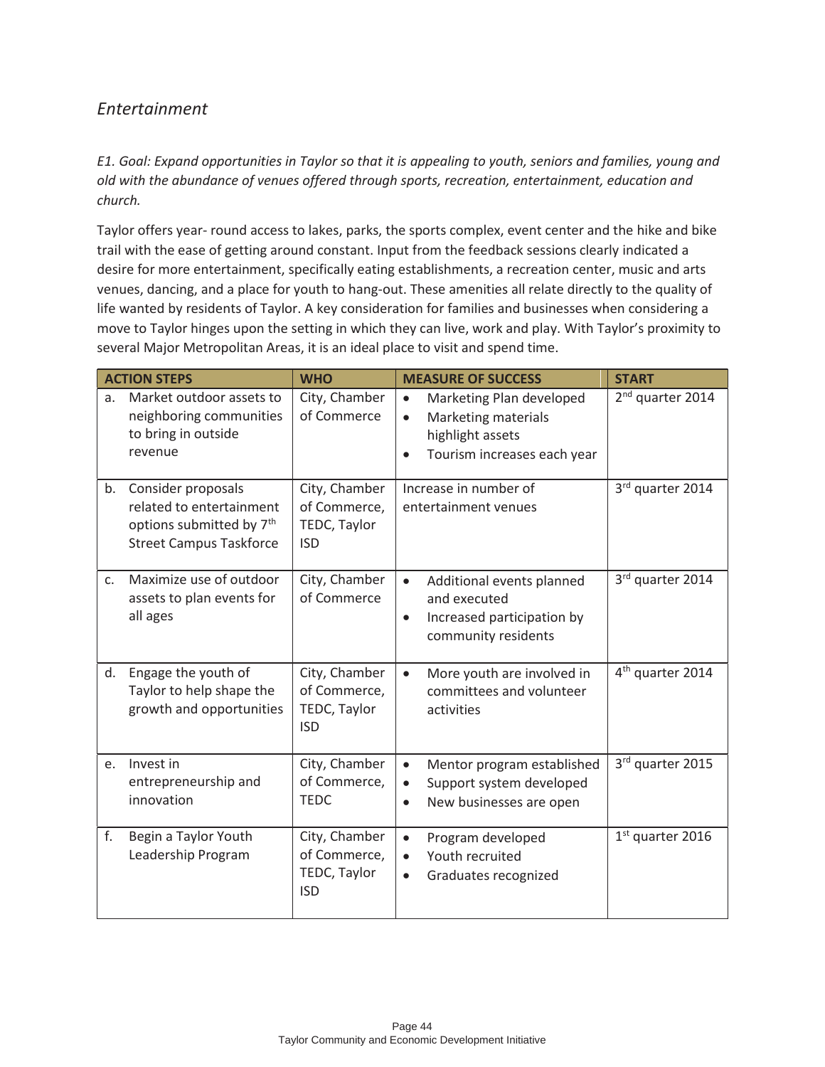## *Entertainment*

*E1. Goal: Expand opportunities in Taylor so that it is appealing to youth, seniors and families, young and old with the abundance of venues offered through sports, recreation, entertainment, education and church.*

Taylor offers year- round access to lakes, parks, the sports complex, event center and the hike and bike trail with the ease of getting around constant. Input from the feedback sessions clearly indicated a desire for more entertainment, specifically eating establishments, a recreation center, music and arts venues, dancing, and a place for youth to hang-out. These amenities all relate directly to the quality of life wanted by residents of Taylor. A key consideration for families and businesses when considering a move to Taylor hinges upon the setting in which they can live, work and play. With Taylor's proximity to several Major Metropolitan Areas, it is an ideal place to visit and spend time.

| ACTION STEPS | WHO | MEASURE OF SUCCESS | START |
|---|---|---|---|
| a. Market outdoor assets to neighboring communities to bring in outside revenue | City, Chamber of Commerce | • Marketing Plan developed<br>• Marketing materials highlight assets<br>• Tourism increases each year | 2nd quarter 2014 |
| b. Consider proposals related to entertainment options submitted by 7th Street Campus Taskforce | City, Chamber of Commerce, TEDC, Taylor ISD | Increase in number of entertainment venues | 3rd quarter 2014 |
| c. Maximize use of outdoor assets to plan events for all ages | City, Chamber of Commerce | • Additional events planned and executed<br>• Increased participation by community residents | 3rd quarter 2014 |
| d. Engage the youth of Taylor to help shape the growth and opportunities | City, Chamber of Commerce, TEDC, Taylor ISD | • More youth are involved in committees and volunteer activities | 4th quarter 2014 |
| e. Invest in entrepreneurship and innovation | City, Chamber of Commerce, TEDC | • Mentor program established<br>• Support system developed<br>• New businesses are open | 3rd quarter 2015 |
| f. Begin a Taylor Youth Leadership Program | City, Chamber of Commerce, TEDC, Taylor ISD | • Program developed<br>• Youth recruited<br>• Graduates recognized | 1st quarter 2016 |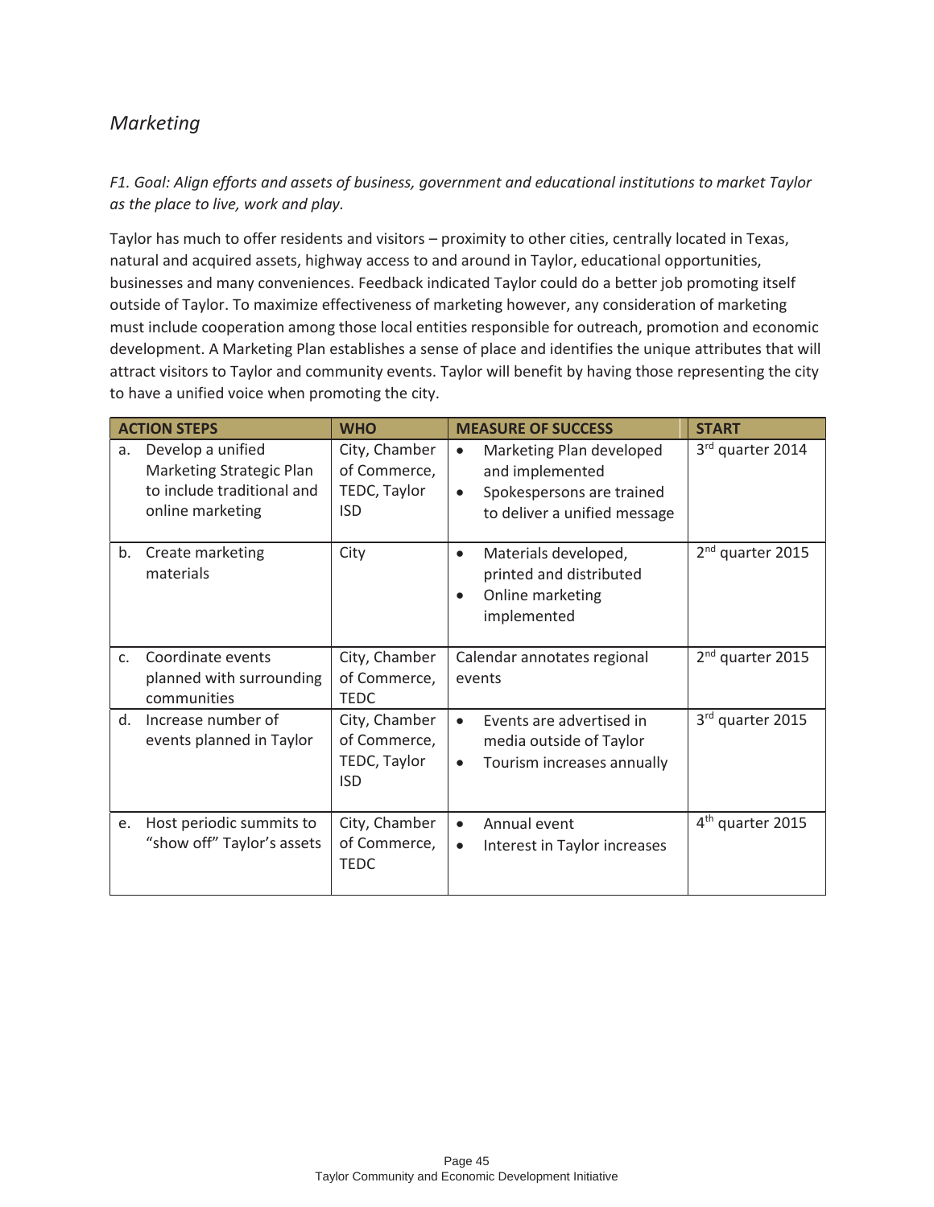## *Marketing*

*F1. Goal: Align efforts and assets of business, government and educational institutions to market Taylor as the place to live, work and play.*

Taylor has much to offer residents and visitors – proximity to other cities, centrally located in Texas, natural and acquired assets, highway access to and around in Taylor, educational opportunities, businesses and many conveniences. Feedback indicated Taylor could do a better job promoting itself outside of Taylor. To maximize effectiveness of marketing however, any consideration of marketing must include cooperation among those local entities responsible for outreach, promotion and economic development. A Marketing Plan establishes a sense of place and identifies the unique attributes that will attract visitors to Taylor and community events. Taylor will benefit by having those representing the city to have a unified voice when promoting the city.

| ACTION STEPS | WHO | MEASURE OF SUCCESS | START |
|---|---|---|---|
| a. Develop a unified Marketing Strategic Plan to include traditional and online marketing | City, Chamber of Commerce, TEDC, Taylor ISD | • Marketing Plan developed and implemented<br>• Spokespersons are trained to deliver a unified message | 3rd quarter 2014 |
| b. Create marketing materials | City | • Materials developed, printed and distributed<br>• Online marketing implemented | 2nd quarter 2015 |
| c. Coordinate events planned with surrounding communities | City, Chamber of Commerce, TEDC | Calendar annotates regional events | 2nd quarter 2015 |
| d. Increase number of events planned in Taylor | City, Chamber of Commerce, TEDC, Taylor ISD | • Events are advertised in media outside of Taylor<br>• Tourism increases annually | 3rd quarter 2015 |
| e. Host periodic summits to "show off" Taylor's assets | City, Chamber of Commerce, TEDC | • Annual event<br>• Interest in Taylor increases | 4th quarter 2015 |